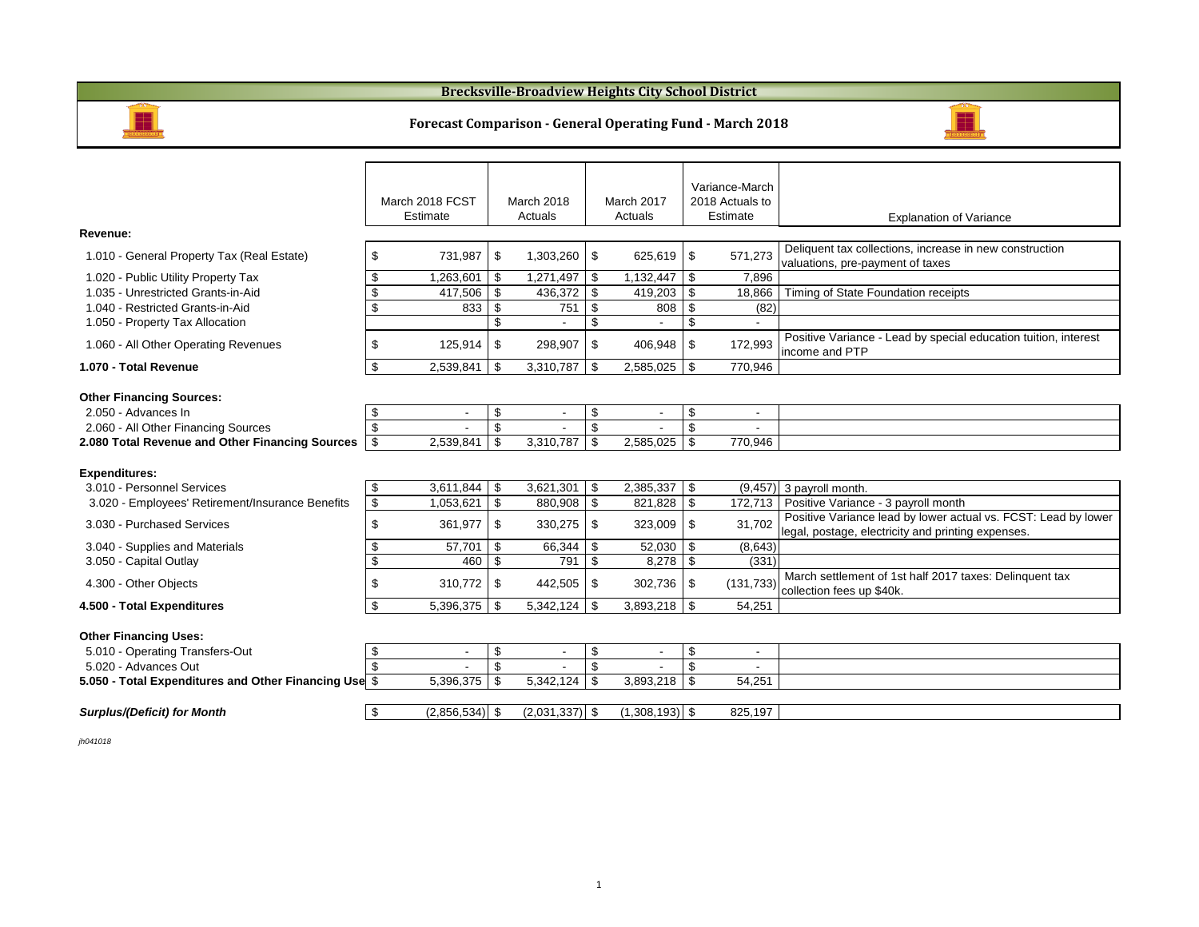# Brecksville-Broadview Heights City School District

## Forecast Comparison - General Operating Fund - March 2018

| | March 2018 FCST Estimate | March 2018 Actuals | March 2017 Actuals | Variance-March 2018 Actuals to Estimate | Explanation of Variance |
|---|---|---|---|---|---|
| **Revenue:** | | | | | |
| 1.010 - General Property Tax (Real Estate) | $ 731,987 | $ 1,303,260 | $ 625,619 | $ 571,273 | Deliquent tax collections, increase in new construction valuations, pre-payment of taxes |
| 1.020 - Public Utility Property Tax | $ 1,263,601 | $ 1,271,497 | $ 1,132,447 | $ 7,896 | |
| 1.035 - Unrestricted Grants-in-Aid | $ 417,506 | $ 436,372 | $ 419,203 | $ 18,866 | Timing of State Foundation receipts |
| 1.040 - Restricted Grants-in-Aid | $ 833 | $ 751 | $ 808 | $ (82) | |
| 1.050 - Property Tax Allocation | | $ - | $ - | $ - | |
| 1.060 - All Other Operating Revenues | $ 125,914 | $ 298,907 | $ 406,948 | $ 172,993 | Positive Variance - Lead by special education tuition, interest income and PTP |
| **1.070 - Total Revenue** | $ 2,539,841 | $ 3,310,787 | $ 2,585,025 | $ 770,946 | |
| **Other Financing Sources:** | | | | | |
| 2.050 - Advances In | $ - | $ - | $ - | $ - | |
| 2.060 - All Other Financing Sources | $ - | $ - | $ - | $ - | |
| **2.080 Total Revenue and Other Financing Sources** | $ 2,539,841 | $ 3,310,787 | $ 2,585,025 | $ 770,946 | |
| **Expenditures:** | | | | | |
| 3.010 - Personnel Services | $ 3,611,844 | $ 3,621,301 | $ 2,385,337 | $ (9,457) | 3 payroll month. |
| 3.020 - Employees' Retirement/Insurance Benefits | $ 1,053,621 | $ 880,908 | $ 821,828 | $ 172,713 | Positive Variance - 3 payroll month |
| 3.030 - Purchased Services | $ 361,977 | $ 330,275 | $ 323,009 | $ 31,702 | Positive Variance lead by lower actual vs. FCST: Lead by lower legal, postage, electricity and printing expenses. |
| 3.040 - Supplies and Materials | $ 57,701 | $ 66,344 | $ 52,030 | $ (8,643) | |
| 3.050 - Capital Outlay | $ 460 | $ 791 | $ 8,278 | $ (331) | |
| 4.300 - Other Objects | $ 310,772 | $ 442,505 | $ 302,736 | $ (131,733) | March settlement of 1st half 2017 taxes: Delinquent tax collection fees up $40k. |
| **4.500 - Total Expenditures** | $ 5,396,375 | $ 5,342,124 | $ 3,893,218 | $ 54,251 | |
| **Other Financing Uses:** | | | | | |
| 5.010 - Operating Transfers-Out | $ - | $ - | $ - | $ - | |
| 5.020 - Advances Out | $ - | $ - | $ - | $ - | |
| **5.050 - Total Expenditures and Other Financing Use** | $ 5,396,375 | $ 5,342,124 | $ 3,893,218 | $ 54,251 | |
| ***Surplus/(Deficit) for Month*** | $ (2,856,534) | $ (2,031,337) | $ (1,308,193) | $ 825,197 | |

*jh041018*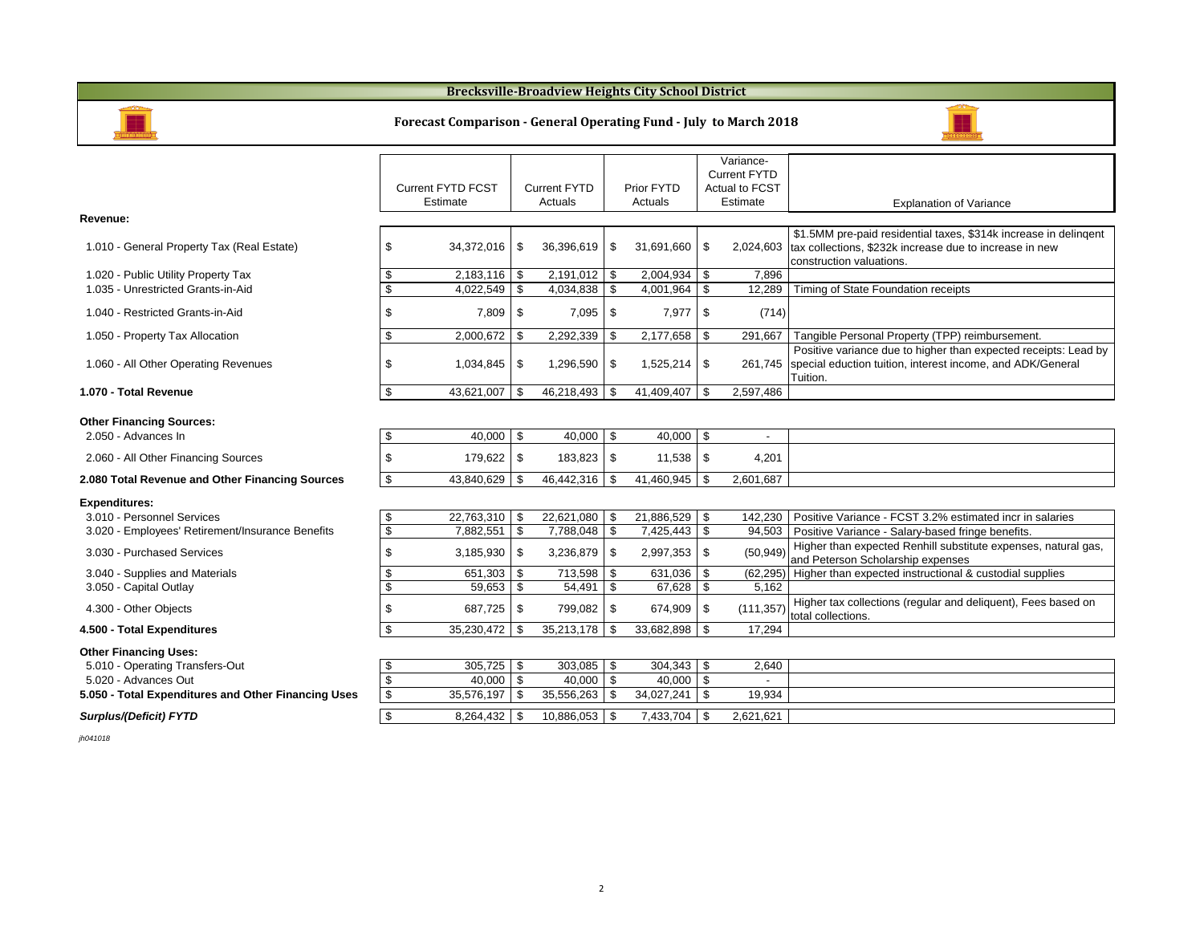# Brecksville-Broadview Heights City School District

## Forecast Comparison - General Operating Fund - July to March 2018

| | Current FYTD FCST Estimate | Current FYTD Actuals | Prior FYTD Actuals | Variance- Current FYTD Actual to FCST Estimate | Explanation of Variance |
|---|---|---|---|---|---|
| **Revenue:** | | | | | |
| 1.010 - General Property Tax (Real Estate) | $ 34,372,016 | $ 36,396,619 | $ 31,691,660 | $ 2,024,603 | $1.5MM pre-paid residential taxes, $314k increase in delinqent tax collections, $232k increase due to increase in new construction valuations. |
| 1.020 - Public Utility Property Tax | $ 2,183,116 | $ 2,191,012 | $ 2,004,934 | $ 7,896 | |
| 1.035 - Unrestricted Grants-in-Aid | $ 4,022,549 | $ 4,034,838 | $ 4,001,964 | $ 12,289 | Timing of State Foundation receipts |
| 1.040 - Restricted Grants-in-Aid | $ 7,809 | $ 7,095 | $ 7,977 | $ (714) | |
| 1.050 - Property Tax Allocation | $ 2,000,672 | $ 2,292,339 | $ 2,177,658 | $ 291,667 | Tangible Personal Property (TPP) reimbursement. |
| 1.060 - All Other Operating Revenues | $ 1,034,845 | $ 1,296,590 | $ 1,525,214 | $ 261,745 | Positive variance due to higher than expected receipts: Lead by special eduction tuition, interest income, and ADK/General Tuition. |
| **1.070 - Total Revenue** | $ 43,621,007 | $ 46,218,493 | $ 41,409,407 | $ 2,597,486 | |
| **Other Financing Sources:** | | | | | |
| 2.050 - Advances In | $ 40,000 | $ 40,000 | $ 40,000 | $ - | |
| 2.060 - All Other Financing Sources | $ 179,622 | $ 183,823 | $ 11,538 | $ 4,201 | |
| **2.080 Total Revenue and Other Financing Sources** | $ 43,840,629 | $ 46,442,316 | $ 41,460,945 | $ 2,601,687 | |
| **Expenditures:** | | | | | |
| 3.010 - Personnel Services | $ 22,763,310 | $ 22,621,080 | $ 21,886,529 | $ 142,230 | Positive Variance - FCST 3.2% estimated incr in salaries |
| 3.020 - Employees' Retirement/Insurance Benefits | $ 7,882,551 | $ 7,788,048 | $ 7,425,443 | $ 94,503 | Positive Variance - Salary-based fringe benefits. |
| 3.030 - Purchased Services | $ 3,185,930 | $ 3,236,879 | $ 2,997,353 | $ (50,949) | Higher than expected Renhill substitute expenses, natural gas, and Peterson Scholarship expenses |
| 3.040 - Supplies and Materials | $ 651,303 | $ 713,598 | $ 631,036 | $ (62,295) | Higher than expected instructional & custodial supplies |
| 3.050 - Capital Outlay | $ 59,653 | $ 54,491 | $ 67,628 | $ 5,162 | |
| 4.300 - Other Objects | $ 687,725 | $ 799,082 | $ 674,909 | $ (111,357) | Higher tax collections (regular and deliquent), Fees based on total collections. |
| **4.500 - Total Expenditures** | $ 35,230,472 | $ 35,213,178 | $ 33,682,898 | $ 17,294 | |
| **Other Financing Uses:** | | | | | |
| 5.010 - Operating Transfers-Out | $ 305,725 | $ 303,085 | $ 304,343 | $ 2,640 | |
| 5.020 - Advances Out | $ 40,000 | $ 40,000 | $ 40,000 | $ - | |
| **5.050 - Total Expenditures and Other Financing Uses** | $ 35,576,197 | $ 35,556,263 | $ 34,027,241 | $ 19,934 | |
| ***Surplus/(Deficit) FYTD*** | $ 8,264,432 | $ 10,886,053 | $ 7,433,704 | $ 2,621,621 | |

*jh041018*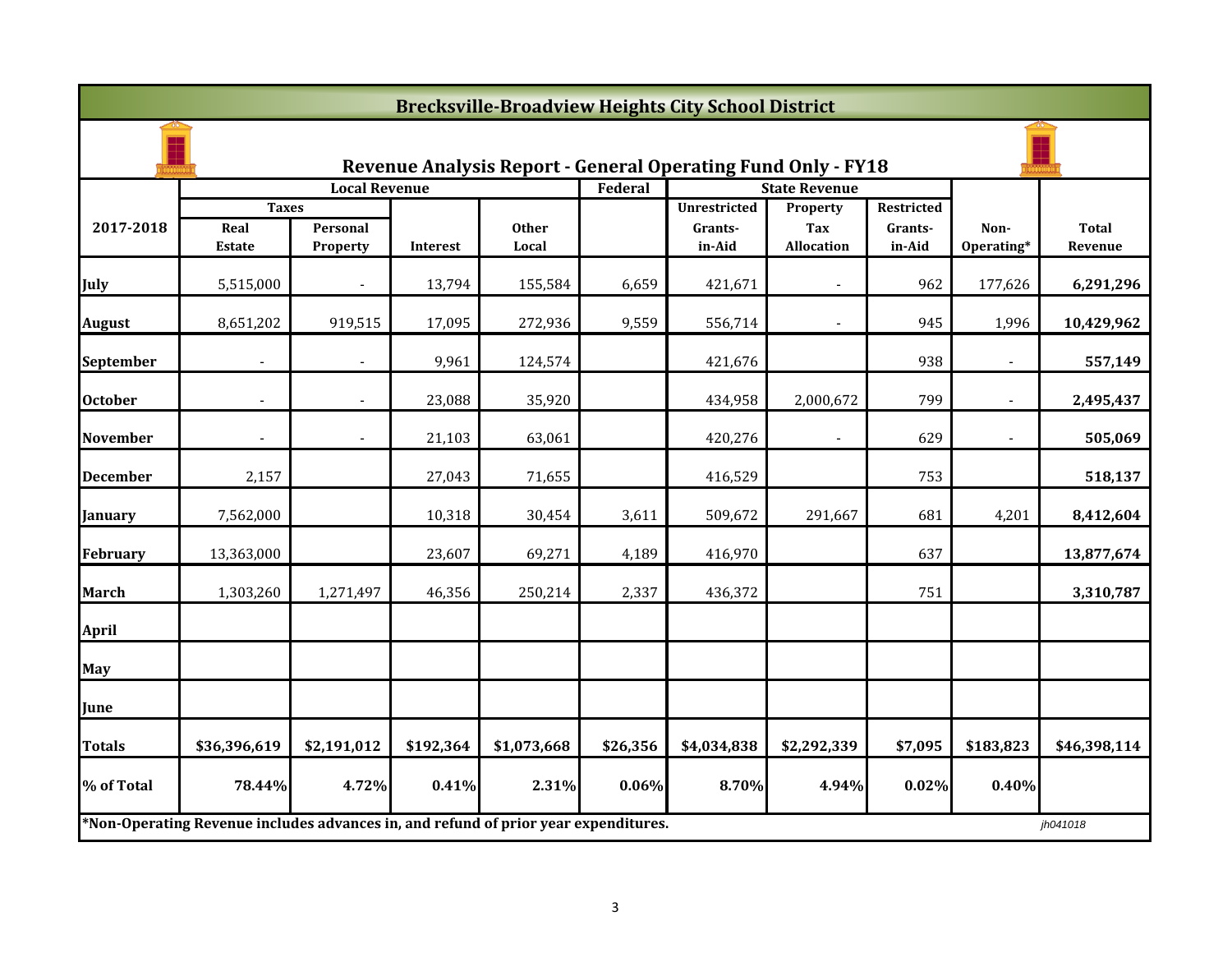# Brecksville-Broadview Heights City School District

## Revenue Analysis Report - General Operating Fund Only - FY18

| 2017-2018 | Local Revenue | | | | Federal | State Revenue | | | Non-Operating* | Total Revenue |
|---|---|---|---|---|---|---|---|---|---|---|
| | Taxes | | | | | | | | | |
| | Real Estate | Personal Property | Interest | Other Local | | Unrestricted Grants-in-Aid | Property Tax Allocation | Restricted Grants-in-Aid | | |
| **July** | 5,515,000 | - | 13,794 | 155,584 | 6,659 | 421,671 | - | 962 | 177,626 | **6,291,296** |
| **August** | 8,651,202 | 919,515 | 17,095 | 272,936 | 9,559 | 556,714 | - | 945 | 1,996 | **10,429,962** |
| **September** | - | - | 9,961 | 124,574 | | 421,676 | | 938 | - | **557,149** |
| **October** | - | - | 23,088 | 35,920 | | 434,958 | 2,000,672 | 799 | - | **2,495,437** |
| **November** | - | - | 21,103 | 63,061 | | 420,276 | - | 629 | - | **505,069** |
| **December** | 2,157 | | 27,043 | 71,655 | | 416,529 | | 753 | | **518,137** |
| **January** | 7,562,000 | | 10,318 | 30,454 | 3,611 | 509,672 | 291,667 | 681 | 4,201 | **8,412,604** |
| **February** | 13,363,000 | | 23,607 | 69,271 | 4,189 | 416,970 | | 637 | | **13,877,674** |
| **March** | 1,303,260 | 1,271,497 | 46,356 | 250,214 | 2,337 | 436,372 | | 751 | | **3,310,787** |
| **April** | | | | | | | | | | |
| **May** | | | | | | | | | | |
| **June** | | | | | | | | | | |
| **Totals** | **$36,396,619** | **$2,191,012** | **$192,364** | **$1,073,668** | **$26,356** | **$4,034,838** | **$2,292,339** | **$7,095** | **$183,823** | **$46,398,114** |
| **% of Total** | **78.44%** | **4.72%** | **0.41%** | **2.31%** | **0.06%** | **8.70%** | **4.94%** | **0.02%** | **0.40%** | |

***Non-Operating Revenue includes advances in, and refund of prior year expenditures.**

*jh041018*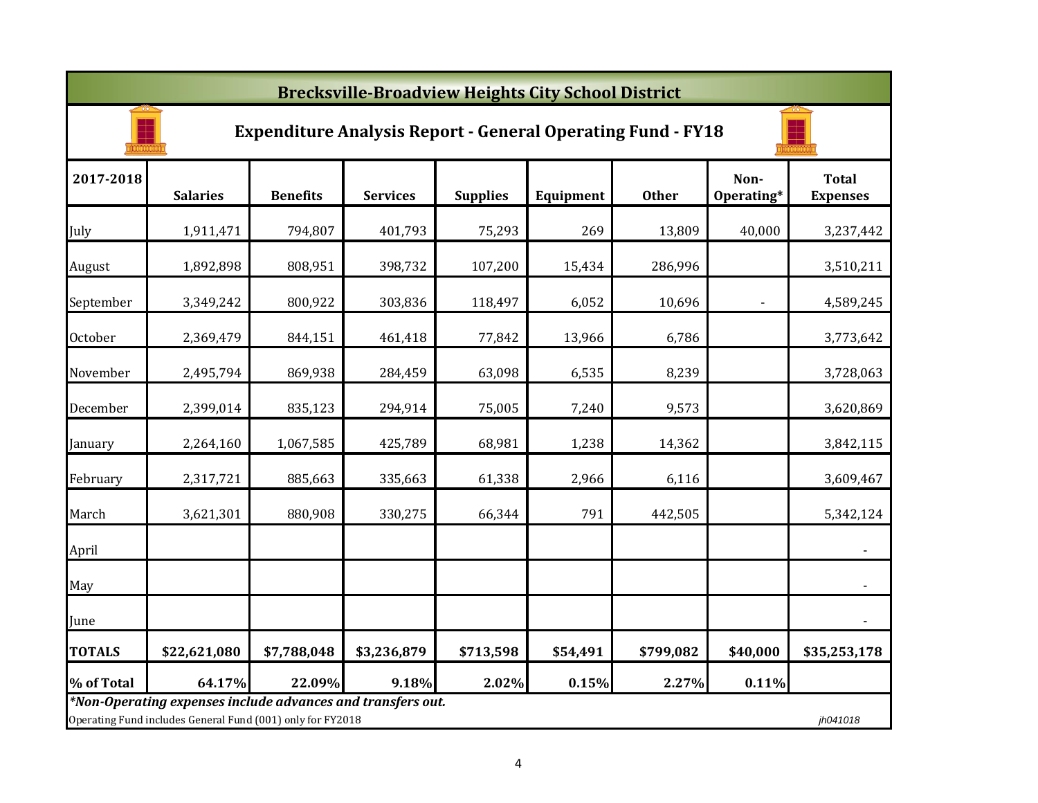# Brecksville-Broadview Heights City School District

## Expenditure Analysis Report - General Operating Fund - FY18

| 2017-2018 | Salaries | Benefits | Services | Supplies | Equipment | Other | Non-Operating* | Total Expenses |
|---|---|---|---|---|---|---|---|---|
| July | 1,911,471 | 794,807 | 401,793 | 75,293 | 269 | 13,809 | 40,000 | 3,237,442 |
| August | 1,892,898 | 808,951 | 398,732 | 107,200 | 15,434 | 286,996 | | 3,510,211 |
| September | 3,349,242 | 800,922 | 303,836 | 118,497 | 6,052 | 10,696 | - | 4,589,245 |
| October | 2,369,479 | 844,151 | 461,418 | 77,842 | 13,966 | 6,786 | | 3,773,642 |
| November | 2,495,794 | 869,938 | 284,459 | 63,098 | 6,535 | 8,239 | | 3,728,063 |
| December | 2,399,014 | 835,123 | 294,914 | 75,005 | 7,240 | 9,573 | | 3,620,869 |
| January | 2,264,160 | 1,067,585 | 425,789 | 68,981 | 1,238 | 14,362 | | 3,842,115 |
| February | 2,317,721 | 885,663 | 335,663 | 61,338 | 2,966 | 6,116 | | 3,609,467 |
| March | 3,621,301 | 880,908 | 330,275 | 66,344 | 791 | 442,505 | | 5,342,124 |
| April | | | | | | | | - |
| May | | | | | | | | - |
| June | | | | | | | | - |
| **TOTALS** | **$22,621,080** | **$7,788,048** | **$3,236,879** | **$713,598** | **$54,491** | **$799,082** | **$40,000** | **$35,253,178** |
| **% of Total** | **64.17%** | **22.09%** | **9.18%** | **2.02%** | **0.15%** | **2.27%** | **0.11%** | |

***Non-Operating expenses include advances and transfers out.***

Operating Fund includes General Fund (001) only for FY2018

*jh041018*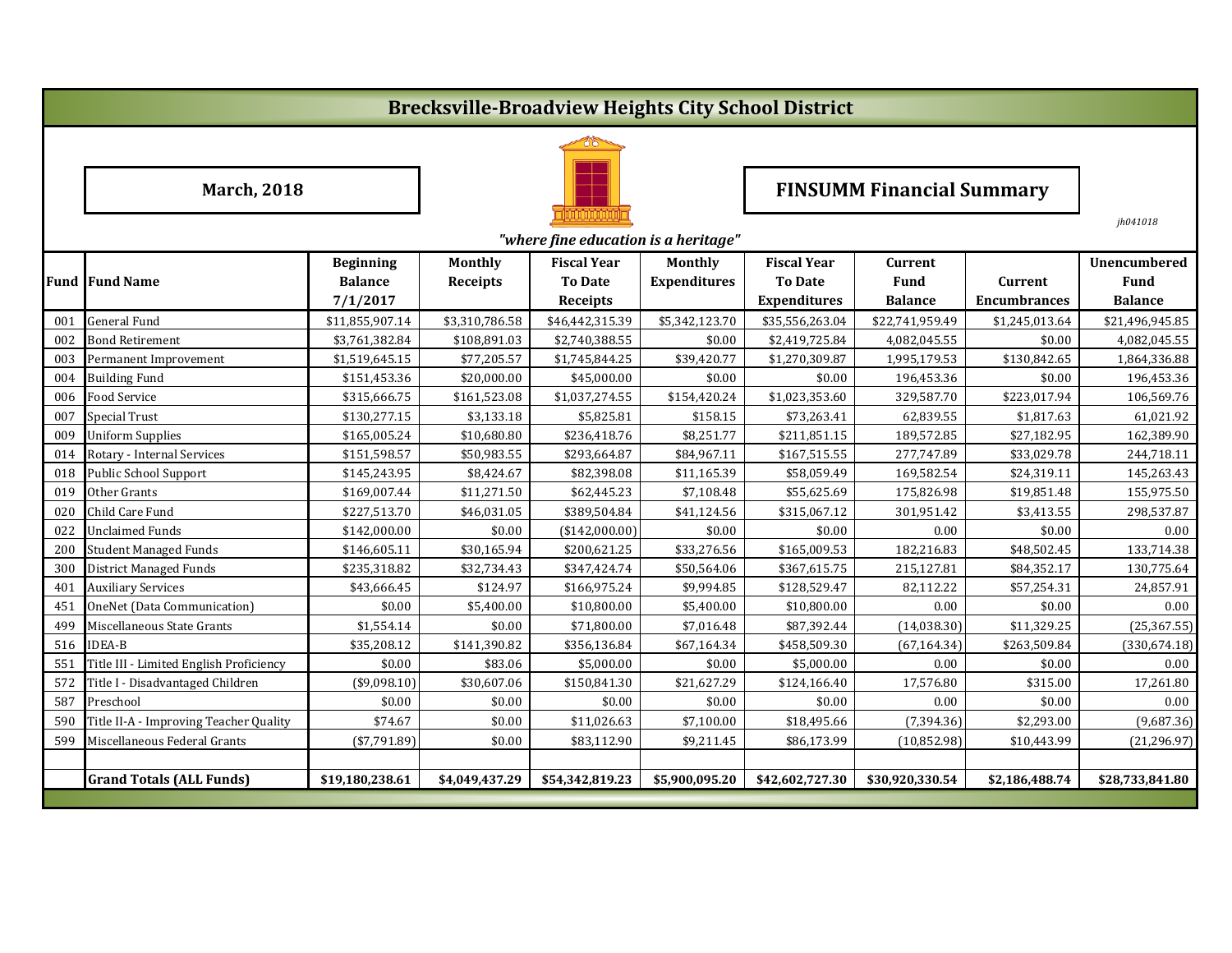# Brecksville-Broadview Heights City School District

**March, 2018**

**FINSUMM Financial Summary**

*jh041018*

*"where fine education is a heritage"*

| Fund | Fund Name | Beginning Balance 7/1/2017 | Monthly Receipts | Fiscal Year To Date Receipts | Monthly Expenditures | Fiscal Year To Date Expenditures | Current Fund Balance | Current Encumbrances | Unencumbered Fund Balance |
|---|---|---|---|---|---|---|---|---|---|
| 001 | General Fund | $11,855,907.14 | $3,310,786.58 | $46,442,315.39 | $5,342,123.70 | $35,556,263.04 | $22,741,959.49 | $1,245,013.64 | $21,496,945.85 |
| 002 | Bond Retirement | $3,761,382.84 | $108,891.03 | $2,740,388.55 | $0.00 | $2,419,725.84 | 4,082,045.55 | $0.00 | 4,082,045.55 |
| 003 | Permanent Improvement | $1,519,645.15 | $77,205.57 | $1,745,844.25 | $39,420.77 | $1,270,309.87 | 1,995,179.53 | $130,842.65 | 1,864,336.88 |
| 004 | Building Fund | $151,453.36 | $20,000.00 | $45,000.00 | $0.00 | $0.00 | 196,453.36 | $0.00 | 196,453.36 |
| 006 | Food Service | $315,666.75 | $161,523.08 | $1,037,274.55 | $154,420.24 | $1,023,353.60 | 329,587.70 | $223,017.94 | 106,569.76 |
| 007 | Special Trust | $130,277.15 | $3,133.18 | $5,825.81 | $158.15 | $73,263.41 | 62,839.55 | $1,817.63 | 61,021.92 |
| 009 | Uniform Supplies | $165,005.24 | $10,680.80 | $236,418.76 | $8,251.77 | $211,851.15 | 189,572.85 | $27,182.95 | 162,389.90 |
| 014 | Rotary - Internal Services | $151,598.57 | $50,983.55 | $293,664.87 | $84,967.11 | $167,515.55 | 277,747.89 | $33,029.78 | 244,718.11 |
| 018 | Public School Support | $145,243.95 | $8,424.67 | $82,398.08 | $11,165.39 | $58,059.49 | 169,582.54 | $24,319.11 | 145,263.43 |
| 019 | Other Grants | $169,007.44 | $11,271.50 | $62,445.23 | $7,108.48 | $55,625.69 | 175,826.98 | $19,851.48 | 155,975.50 |
| 020 | Child Care Fund | $227,513.70 | $46,031.05 | $389,504.84 | $41,124.56 | $315,067.12 | 301,951.42 | $3,413.55 | 298,537.87 |
| 022 | Unclaimed Funds | $142,000.00 | $0.00 | ($142,000.00) | $0.00 | $0.00 | 0.00 | $0.00 | 0.00 |
| 200 | Student Managed Funds | $146,605.11 | $30,165.94 | $200,621.25 | $33,276.56 | $165,009.53 | 182,216.83 | $48,502.45 | 133,714.38 |
| 300 | District Managed Funds | $235,318.82 | $32,734.43 | $347,424.74 | $50,564.06 | $367,615.75 | 215,127.81 | $84,352.17 | 130,775.64 |
| 401 | Auxiliary Services | $43,666.45 | $124.97 | $166,975.24 | $9,994.85 | $128,529.47 | 82,112.22 | $57,254.31 | 24,857.91 |
| 451 | OneNet (Data Communication) | $0.00 | $5,400.00 | $10,800.00 | $5,400.00 | $10,800.00 | 0.00 | $0.00 | 0.00 |
| 499 | Miscellaneous State Grants | $1,554.14 | $0.00 | $71,800.00 | $7,016.48 | $87,392.44 | (14,038.30) | $11,329.25 | (25,367.55) |
| 516 | IDEA-B | $35,208.12 | $141,390.82 | $356,136.84 | $67,164.34 | $458,509.30 | (67,164.34) | $263,509.84 | (330,674.18) |
| 551 | Title III - Limited English Proficiency | $0.00 | $83.06 | $5,000.00 | $0.00 | $5,000.00 | 0.00 | $0.00 | 0.00 |
| 572 | Title I - Disadvantaged Children | ($9,098.10) | $30,607.06 | $150,841.30 | $21,627.29 | $124,166.40 | 17,576.80 | $315.00 | 17,261.80 |
| 587 | Preschool | $0.00 | $0.00 | $0.00 | $0.00 | $0.00 | 0.00 | $0.00 | 0.00 |
| 590 | Title II-A - Improving Teacher Quality | $74.67 | $0.00 | $11,026.63 | $7,100.00 | $18,495.66 | (7,394.36) | $2,293.00 | (9,687.36) |
| 599 | Miscellaneous Federal Grants | ($7,791.89) | $0.00 | $83,112.90 | $9,211.45 | $86,173.99 | (10,852.98) | $10,443.99 | (21,296.97) |
| | | | | | | | | | |
| | **Grand Totals (ALL Funds)** | **$19,180,238.61** | **$4,049,437.29** | **$54,342,819.23** | **$5,900,095.20** | **$42,602,727.30** | **$30,920,330.54** | **$2,186,488.74** | **$28,733,841.80** |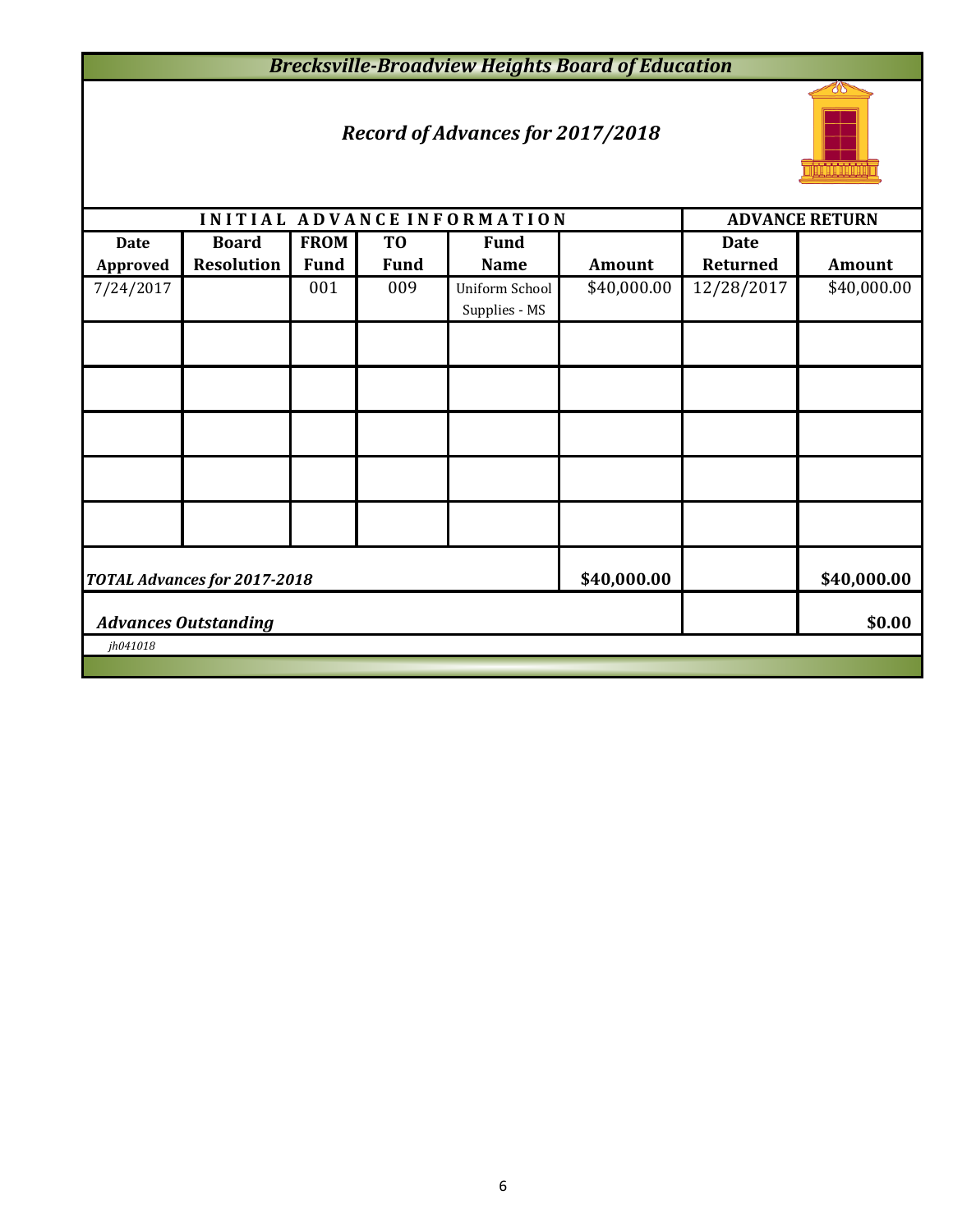# *Brecksville-Broadview Heights Board of Education*

## *Record of Advances for 2017/2018*

| INITIAL ADVANCE INFORMATION | | | | | | ADVANCE RETURN | |
|---|---|---|---|---|---|---|---|
| **Date Approved** | **Board Resolution** | **FROM Fund** | **TO Fund** | **Fund Name** | **Amount** | **Date Returned** | **Amount** |
| 7/24/2017 | | 001 | 009 | Uniform School Supplies - MS | $40,000.00 | 12/28/2017 | $40,000.00 |
| | | | | | | | |
| | | | | | | | |
| | | | | | | | |
| | | | | | | | |
| | | | | | | | |
| ***TOTAL Advances for 2017-2018*** | | | | | **$40,000.00** | | **$40,000.00** |
| ***Advances Outstanding*** | | | | | | | **$0.00** |

*jh041018*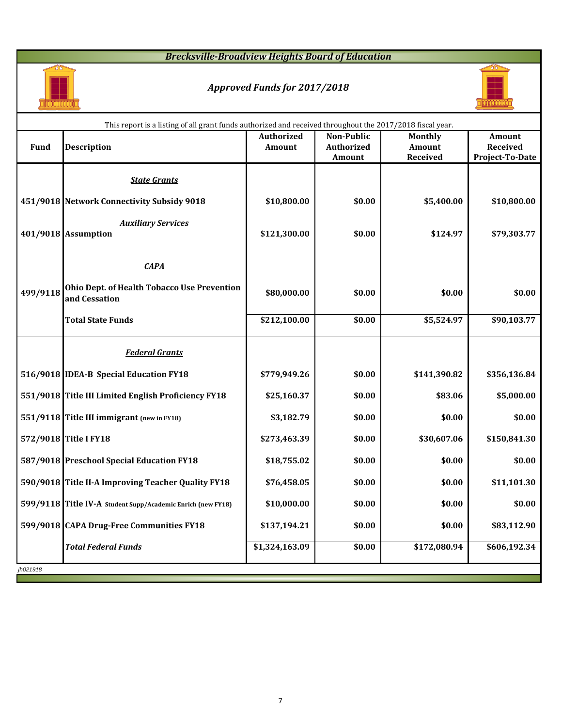# *Brecksville-Broadview Heights Board of Education*

## *Approved Funds for 2017/2018*

This report is a listing of all grant funds authorized and received throughout the 2017/2018 fiscal year.

| Fund | Description | Authorized Amount | Non-Public Authorized Amount | Monthly Amount Received | Amount Received Project-To-Date |
|---|---|---|---|---|---|
| | ***State Grants*** | | | | |
| 451/9018 | **Network Connectivity Subsidy 9018** | **$10,800.00** | **$0.00** | **$5,400.00** | **$10,800.00** |
| | ***Auxiliary Services*** | | | | |
| 401/9018 | **Assumption** | **$121,300.00** | **$0.00** | **$124.97** | **$79,303.77** |
| | ***CAPA*** | | | | |
| 499/9118 | **Ohio Dept. of Health Tobacco Use Prevention and Cessation** | **$80,000.00** | **$0.00** | **$0.00** | **$0.00** |
| | **Total State Funds** | **$212,100.00** | **$0.00** | **$5,524.97** | **$90,103.77** |
| | ***Federal Grants*** | | | | |
| 516/9018 | **IDEA-B Special Education FY18** | **$779,949.26** | **$0.00** | **$141,390.82** | **$356,136.84** |
| 551/9018 | **Title III Limited English Proficiency FY18** | **$25,160.37** | **$0.00** | **$83.06** | **$5,000.00** |
| 551/9118 | **Title III immigrant (new in FY18)** | **$3,182.79** | **$0.00** | **$0.00** | **$0.00** |
| 572/9018 | **Title I FY18** | **$273,463.39** | **$0.00** | **$30,607.06** | **$150,841.30** |
| 587/9018 | **Preschool Special Education FY18** | **$18,755.02** | **$0.00** | **$0.00** | **$0.00** |
| 590/9018 | **Title II-A Improving Teacher Quality FY18** | **$76,458.05** | **$0.00** | **$0.00** | **$11,101.30** |
| 599/9118 | **Title IV-A Student Supp/Academic Enrich (new FY18)** | **$10,000.00** | **$0.00** | **$0.00** | **$0.00** |
| 599/9018 | **CAPA Drug-Free Communities FY18** | **$137,194.21** | **$0.00** | **$0.00** | **$83,112.90** |
| | ***Total Federal Funds*** | **$1,324,163.09** | **$0.00** | **$172,080.94** | **$606,192.34** |

*jh021918*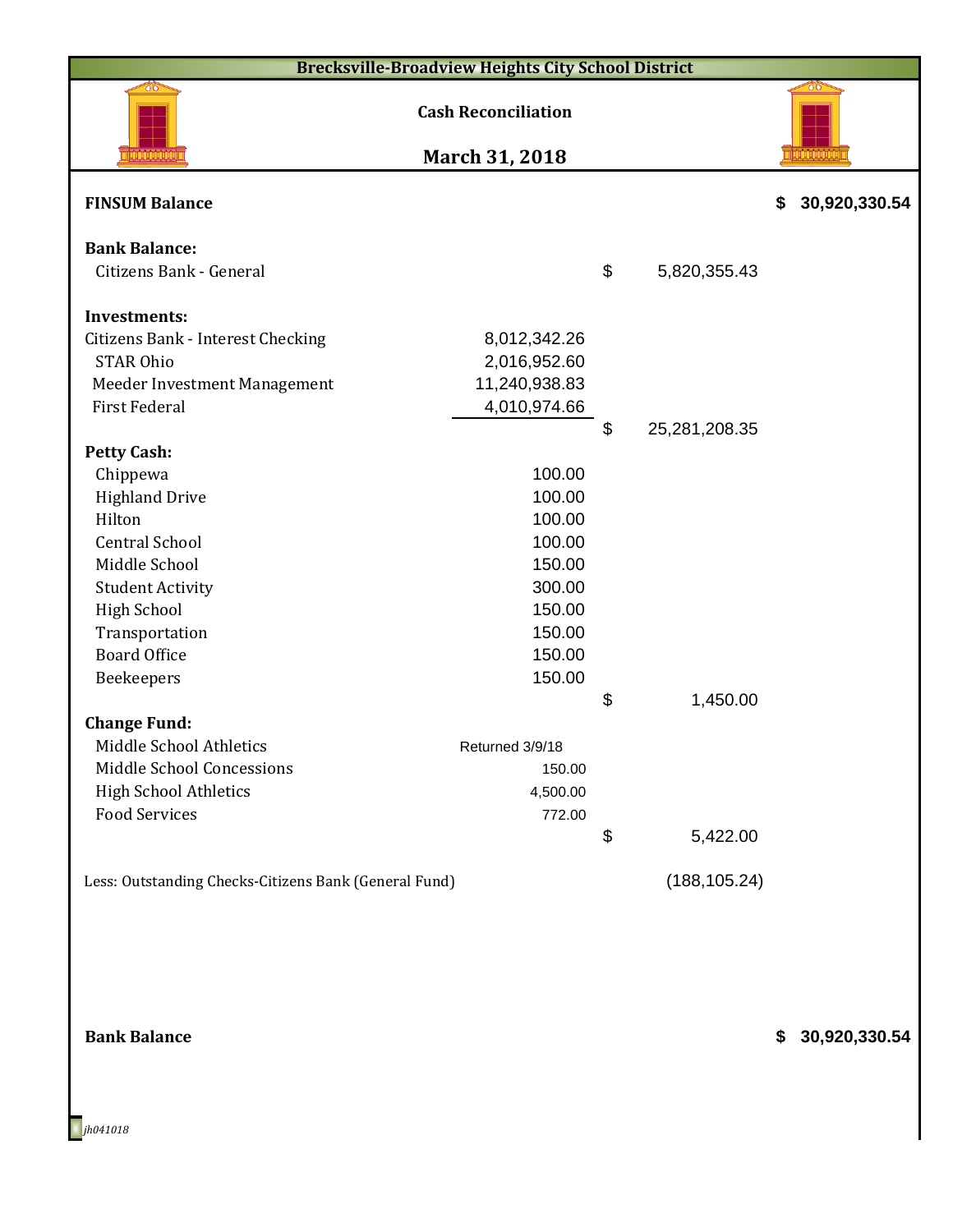## Brecksville-Broadview Heights City School District

### Cash Reconciliation

### March 31, 2018

| | | | |
|---|---|---|---|
| **FINSUM Balance** | | | $ 30,920,330.54 |
| | | | |
| **Bank Balance:** | | | |
| Citizens Bank - General | | $ 5,820,355.43 | |
| | | | |
| **Investments:** | | | |
| Citizens Bank - Interest Checking | 8,012,342.26 | | |
| STAR Ohio | 2,016,952.60 | | |
| Meeder Investment Management | 11,240,938.83 | | |
| First Federal | 4,010,974.66 | | |
| | | $ 25,281,208.35 | |
| **Petty Cash:** | | | |
| Chippewa | 100.00 | | |
| Highland Drive | 100.00 | | |
| Hilton | 100.00 | | |
| Central School | 100.00 | | |
| Middle School | 150.00 | | |
| Student Activity | 300.00 | | |
| High School | 150.00 | | |
| Transportation | 150.00 | | |
| Board Office | 150.00 | | |
| Beekeepers | 150.00 | | |
| | | $ 1,450.00 | |
| **Change Fund:** | | | |
| Middle School Athletics | Returned 3/9/18 | | |
| Middle School Concessions | 150.00 | | |
| High School Athletics | 4,500.00 | | |
| Food Services | 772.00 | | |
| | | $ 5,422.00 | |
| | | | |
| Less: Outstanding Checks-Citizens Bank (General Fund) | | (188,105.24) | |
| | | | |
| **Bank Balance** | | | $ 30,920,330.54 |

*jh041018*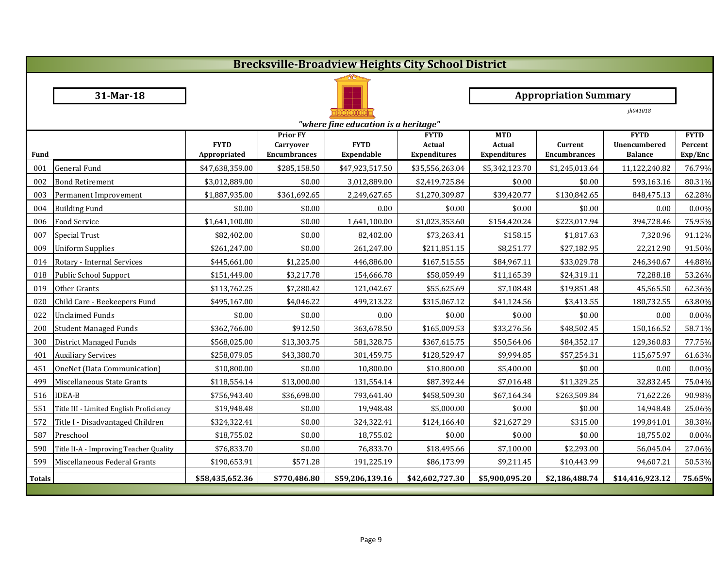# Brecksville-Broadview Heights City School District

**31-Mar-18**

**Appropriation Summary**

*jh041018*

*"where fine education is a heritage"*

| Fund | | FYTD Appropriated | Prior FY Carryover Encumbrances | FYTD Expendable | FYTD Actual Expenditures | MTD Actual Expenditures | Current Encumbrances | FYTD Unencumbered Balance | FYTD Percent Exp/Enc |
|---|---|---|---|---|---|---|---|---|---|
| 001 | General Fund | $47,638,359.00 | $285,158.50 | $47,923,517.50 | $35,556,263.04 | $5,342,123.70 | $1,245,013.64 | 11,122,240.82 | 76.79% |
| 002 | Bond Retirement | $3,012,889.00 | $0.00 | 3,012,889.00 | $2,419,725.84 | $0.00 | $0.00 | 593,163.16 | 80.31% |
| 003 | Permanent Improvement | $1,887,935.00 | $361,692.65 | 2,249,627.65 | $1,270,309.87 | $39,420.77 | $130,842.65 | 848,475.13 | 62.28% |
| 004 | Building Fund | $0.00 | $0.00 | 0.00 | $0.00 | $0.00 | $0.00 | 0.00 | 0.00% |
| 006 | Food Service | $1,641,100.00 | $0.00 | 1,641,100.00 | $1,023,353.60 | $154,420.24 | $223,017.94 | 394,728.46 | 75.95% |
| 007 | Special Trust | $82,402.00 | $0.00 | 82,402.00 | $73,263.41 | $158.15 | $1,817.63 | 7,320.96 | 91.12% |
| 009 | Uniform Supplies | $261,247.00 | $0.00 | 261,247.00 | $211,851.15 | $8,251.77 | $27,182.95 | 22,212.90 | 91.50% |
| 014 | Rotary - Internal Services | $445,661.00 | $1,225.00 | 446,886.00 | $167,515.55 | $84,967.11 | $33,029.78 | 246,340.67 | 44.88% |
| 018 | Public School Support | $151,449.00 | $3,217.78 | 154,666.78 | $58,059.49 | $11,165.39 | $24,319.11 | 72,288.18 | 53.26% |
| 019 | Other Grants | $113,762.25 | $7,280.42 | 121,042.67 | $55,625.69 | $7,108.48 | $19,851.48 | 45,565.50 | 62.36% |
| 020 | Child Care - Beekeepers Fund | $495,167.00 | $4,046.22 | 499,213.22 | $315,067.12 | $41,124.56 | $3,413.55 | 180,732.55 | 63.80% |
| 022 | Unclaimed Funds | $0.00 | $0.00 | 0.00 | $0.00 | $0.00 | $0.00 | 0.00 | 0.00% |
| 200 | Student Managed Funds | $362,766.00 | $912.50 | 363,678.50 | $165,009.53 | $33,276.56 | $48,502.45 | 150,166.52 | 58.71% |
| 300 | District Managed Funds | $568,025.00 | $13,303.75 | 581,328.75 | $367,615.75 | $50,564.06 | $84,352.17 | 129,360.83 | 77.75% |
| 401 | Auxiliary Services | $258,079.05 | $43,380.70 | 301,459.75 | $128,529.47 | $9,994.85 | $57,254.31 | 115,675.97 | 61.63% |
| 451 | OneNet (Data Communication) | $10,800.00 | $0.00 | 10,800.00 | $10,800.00 | $5,400.00 | $0.00 | 0.00 | 0.00% |
| 499 | Miscellaneous State Grants | $118,554.14 | $13,000.00 | 131,554.14 | $87,392.44 | $7,016.48 | $11,329.25 | 32,832.45 | 75.04% |
| 516 | IDEA-B | $756,943.40 | $36,698.00 | 793,641.40 | $458,509.30 | $67,164.34 | $263,509.84 | 71,622.26 | 90.98% |
| 551 | Title III - Limited English Proficiency | $19,948.48 | $0.00 | 19,948.48 | $5,000.00 | $0.00 | $0.00 | 14,948.48 | 25.06% |
| 572 | Title I - Disadvantaged Children | $324,322.41 | $0.00 | 324,322.41 | $124,166.40 | $21,627.29 | $315.00 | 199,841.01 | 38.38% |
| 587 | Preschool | $18,755.02 | $0.00 | 18,755.02 | $0.00 | $0.00 | $0.00 | 18,755.02 | 0.00% |
| 590 | Title II-A - Improving Teacher Quality | $76,833.70 | $0.00 | 76,833.70 | $18,495.66 | $7,100.00 | $2,293.00 | 56,045.04 | 27.06% |
| 599 | Miscellaneous Federal Grants | $190,653.91 | $571.28 | 191,225.19 | $86,173.99 | $9,211.45 | $10,443.99 | 94,607.21 | 50.53% |
| **Totals** | | **$58,435,652.36** | **$770,486.80** | **$59,206,139.16** | **$42,602,727.30** | **$5,900,095.20** | **$2,186,488.74** | **$14,416,923.12** | **75.65%** |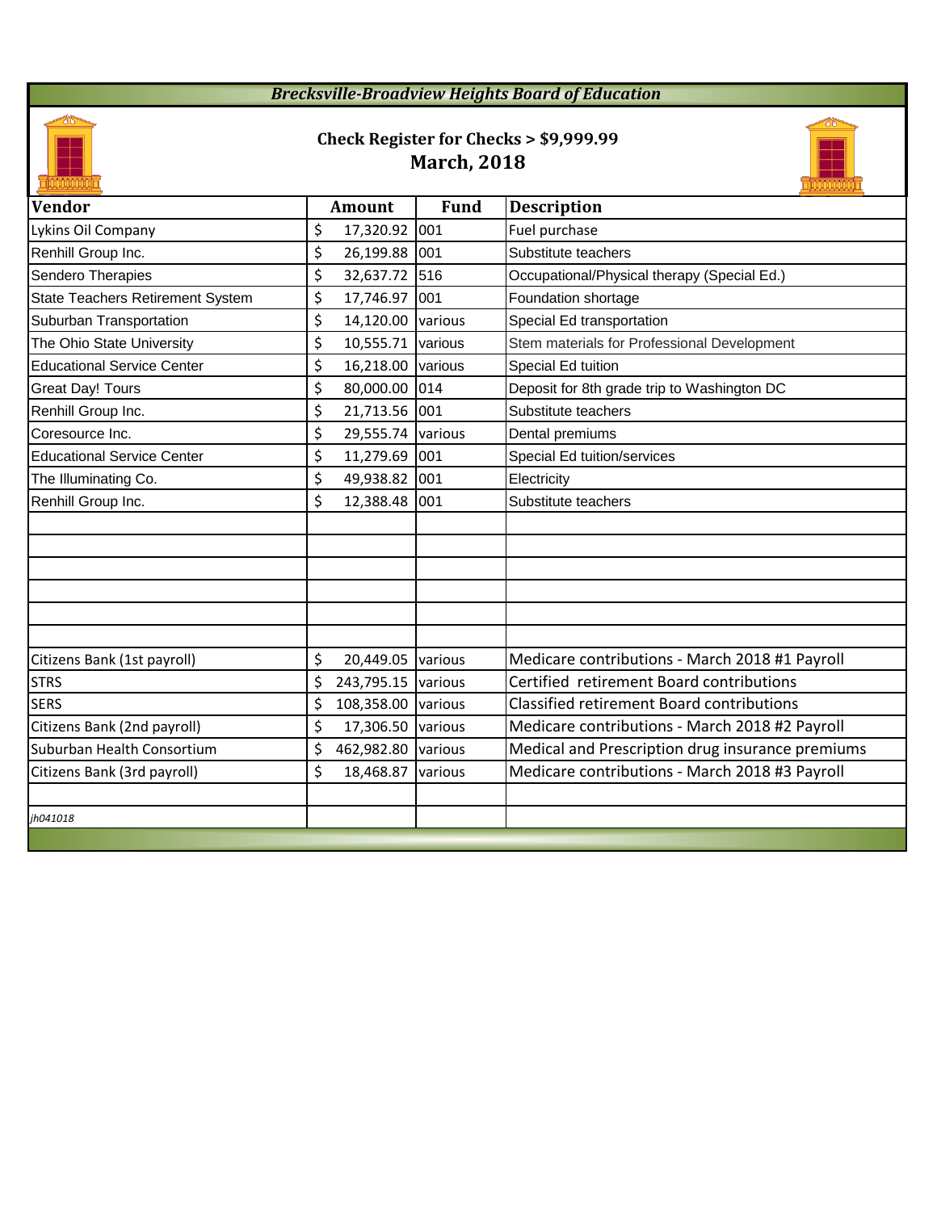*Brecksville-Broadview Heights Board of Education*

**Check Register for Checks > $9,999.99**
**March, 2018**

| Vendor | Amount | Fund | Description |
|---|---|---|---|
| Lykins Oil Company | $ 17,320.92 | 001 | Fuel purchase |
| Renhill Group Inc. | $ 26,199.88 | 001 | Substitute teachers |
| Sendero Therapies | $ 32,637.72 | 516 | Occupational/Physical therapy (Special Ed.) |
| State Teachers Retirement System | $ 17,746.97 | 001 | Foundation shortage |
| Suburban Transportation | $ 14,120.00 | various | Special Ed transportation |
| The Ohio State University | $ 10,555.71 | various | Stem materials for Professional Development |
| Educational Service Center | $ 16,218.00 | various | Special Ed tuition |
| Great Day! Tours | $ 80,000.00 | 014 | Deposit for 8th grade trip to Washington DC |
| Renhill Group Inc. | $ 21,713.56 | 001 | Substitute teachers |
| Coresource Inc. | $ 29,555.74 | various | Dental premiums |
| Educational Service Center | $ 11,279.69 | 001 | Special Ed tuition/services |
| The Illuminating Co. | $ 49,938.82 | 001 | Electricity |
| Renhill Group Inc. | $ 12,388.48 | 001 | Substitute teachers |
| | | | |
| | | | |
| | | | |
| | | | |
| | | | |
| | | | |
| Citizens Bank (1st payroll) | $ 20,449.05 | various | Medicare contributions - March 2018 #1 Payroll |
| STRS | $ 243,795.15 | various | Certified retirement Board contributions |
| SERS | $ 108,358.00 | various | Classified retirement Board contributions |
| Citizens Bank (2nd payroll) | $ 17,306.50 | various | Medicare contributions - March 2018 #2 Payroll |
| Suburban Health Consortium | $ 462,982.80 | various | Medical and Prescription drug insurance premiums |
| Citizens Bank (3rd payroll) | $ 18,468.87 | various | Medicare contributions - March 2018 #3 Payroll |
| | | | |
| *jh041018* | | | |